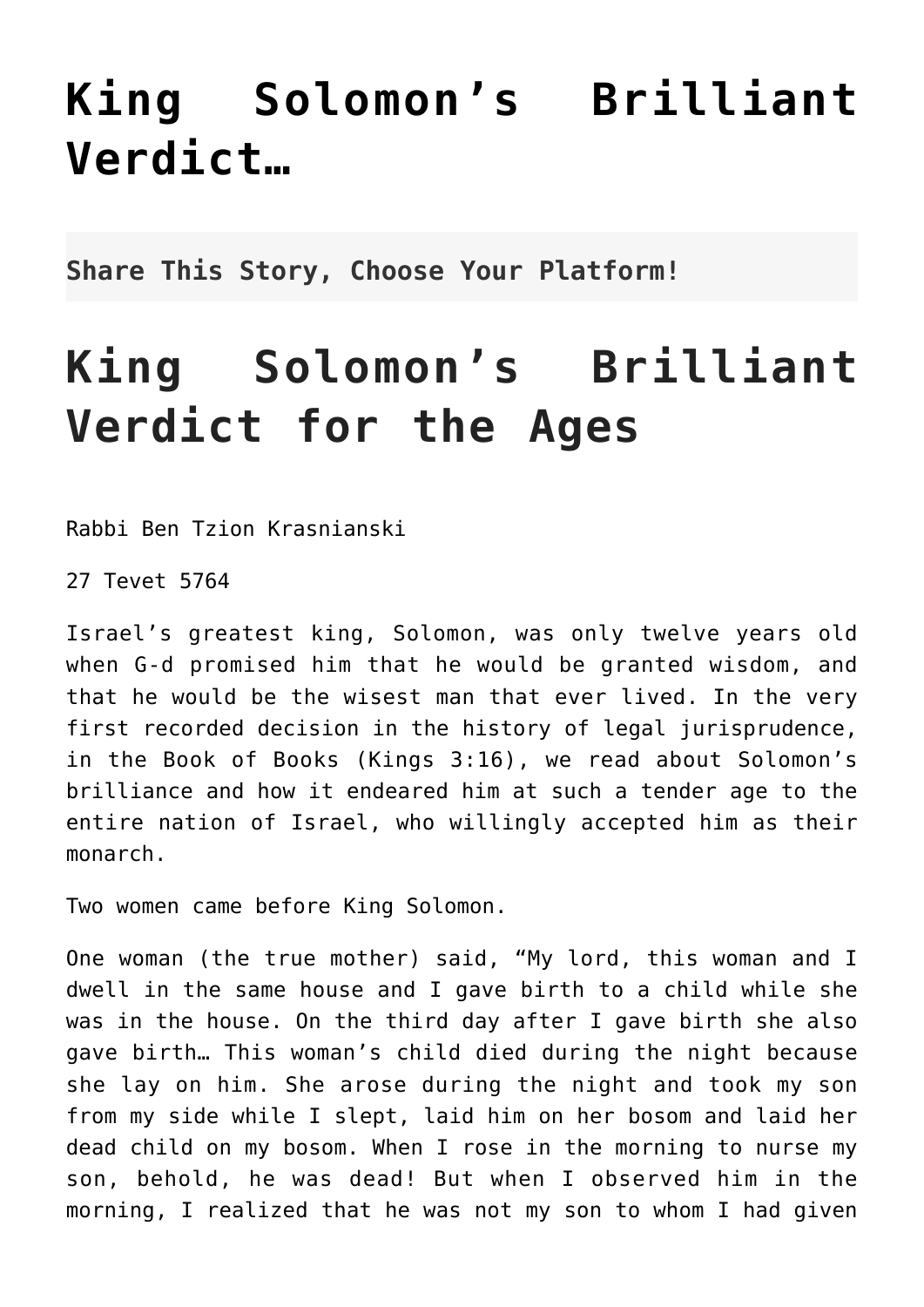# King Solomon's Brilliant Verdict…

**Share This Story, Choose Your Platform!**

# King Solomon's Brilliant Verdict for the Ages

Rabbi Ben Tzion Krasnianski

27 Tevet 5764

Israel's greatest king, Solomon, was only twelve years old when G-d promised him that he would be granted wisdom, and that he would be the wisest man that ever lived. In the very first recorded decision in the history of legal jurisprudence, in the Book of Books (Kings 3:16), we read about Solomon's brilliance and how it endeared him at such a tender age to the entire nation of Israel, who willingly accepted him as their monarch.

Two women came before King Solomon.

One woman (the true mother) said, "My lord, this woman and I dwell in the same house and I gave birth to a child while she was in the house. On the third day after I gave birth she also gave birth… This woman's child died during the night because she lay on him. She arose during the night and took my son from my side while I slept, laid him on her bosom and laid her dead child on my bosom. When I rose in the morning to nurse my son, behold, he was dead! But when I observed him in the morning, I realized that he was not my son to whom I had given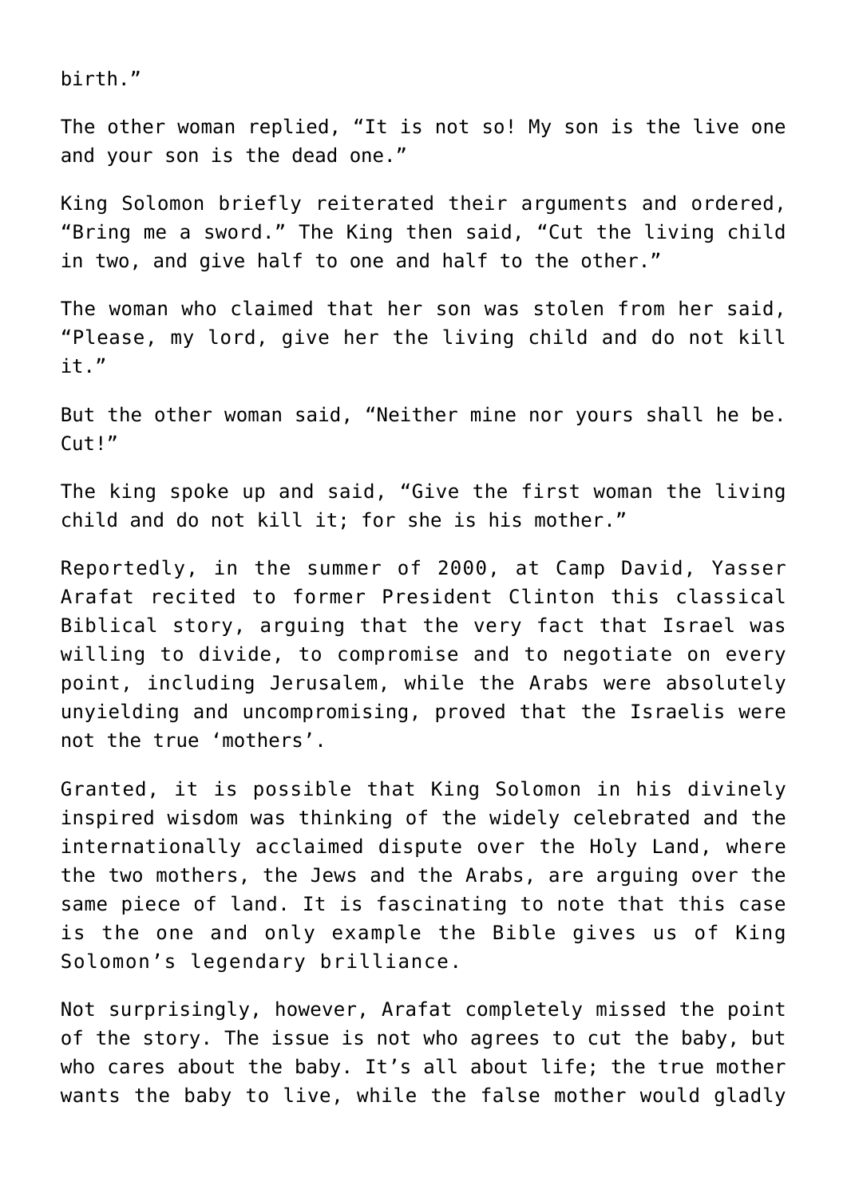birth."

The other woman replied, "It is not so! My son is the live one and your son is the dead one."

King Solomon briefly reiterated their arguments and ordered, "Bring me a sword." The King then said, "Cut the living child in two, and give half to one and half to the other."

The woman who claimed that her son was stolen from her said, "Please, my lord, give her the living child and do not kill it."

But the other woman said, "Neither mine nor yours shall he be. Cut!"

The king spoke up and said, "Give the first woman the living child and do not kill it; for she is his mother."

Reportedly, in the summer of 2000, at Camp David, Yasser Arafat recited to former President Clinton this classical Biblical story, arguing that the very fact that Israel was willing to divide, to compromise and to negotiate on every point, including Jerusalem, while the Arabs were absolutely unyielding and uncompromising, proved that the Israelis were not the true 'mothers'.

Granted, it is possible that King Solomon in his divinely inspired wisdom was thinking of the widely celebrated and the internationally acclaimed dispute over the Holy Land, where the two mothers, the Jews and the Arabs, are arguing over the same piece of land. It is fascinating to note that this case is the one and only example the Bible gives us of King Solomon's legendary brilliance.

Not surprisingly, however, Arafat completely missed the point of the story. The issue is not who agrees to cut the baby, but who cares about the baby. It's all about life; the true mother wants the baby to live, while the false mother would gladly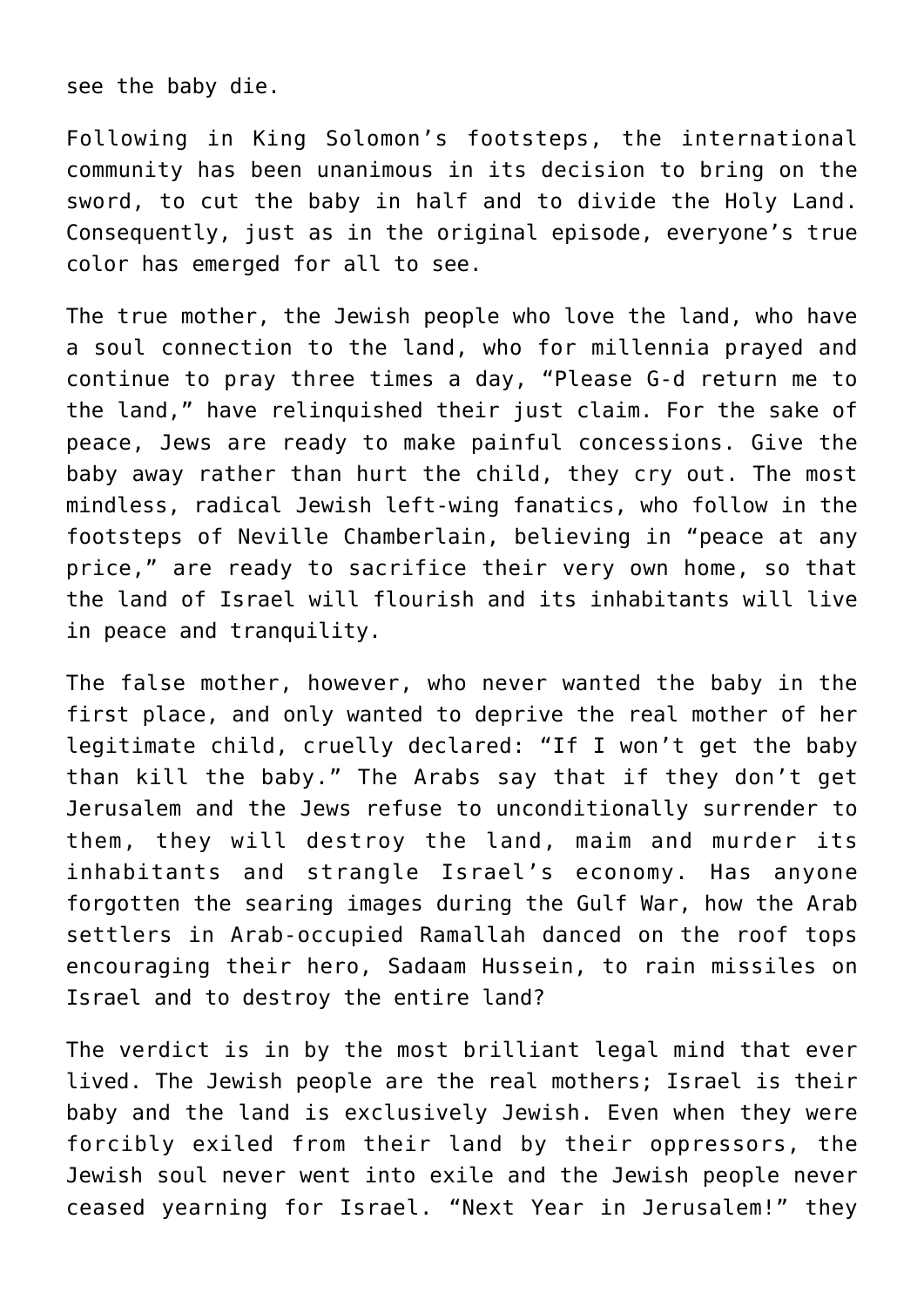see the baby die.

Following in King Solomon's footsteps, the international community has been unanimous in its decision to bring on the sword, to cut the baby in half and to divide the Holy Land. Consequently, just as in the original episode, everyone's true color has emerged for all to see.

The true mother, the Jewish people who love the land, who have a soul connection to the land, who for millennia prayed and continue to pray three times a day, "Please G-d return me to the land," have relinquished their just claim. For the sake of peace, Jews are ready to make painful concessions. Give the baby away rather than hurt the child, they cry out. The most mindless, radical Jewish left-wing fanatics, who follow in the footsteps of Neville Chamberlain, believing in "peace at any price," are ready to sacrifice their very own home, so that the land of Israel will flourish and its inhabitants will live in peace and tranquility.

The false mother, however, who never wanted the baby in the first place, and only wanted to deprive the real mother of her legitimate child, cruelly declared: "If I won't get the baby than kill the baby." The Arabs say that if they don't get Jerusalem and the Jews refuse to unconditionally surrender to them, they will destroy the land, maim and murder its inhabitants and strangle Israel's economy. Has anyone forgotten the searing images during the Gulf War, how the Arab settlers in Arab-occupied Ramallah danced on the roof tops encouraging their hero, Sadaam Hussein, to rain missiles on Israel and to destroy the entire land?

The verdict is in by the most brilliant legal mind that ever lived. The Jewish people are the real mothers; Israel is their baby and the land is exclusively Jewish. Even when they were forcibly exiled from their land by their oppressors, the Jewish soul never went into exile and the Jewish people never ceased yearning for Israel. "Next Year in Jerusalem!" they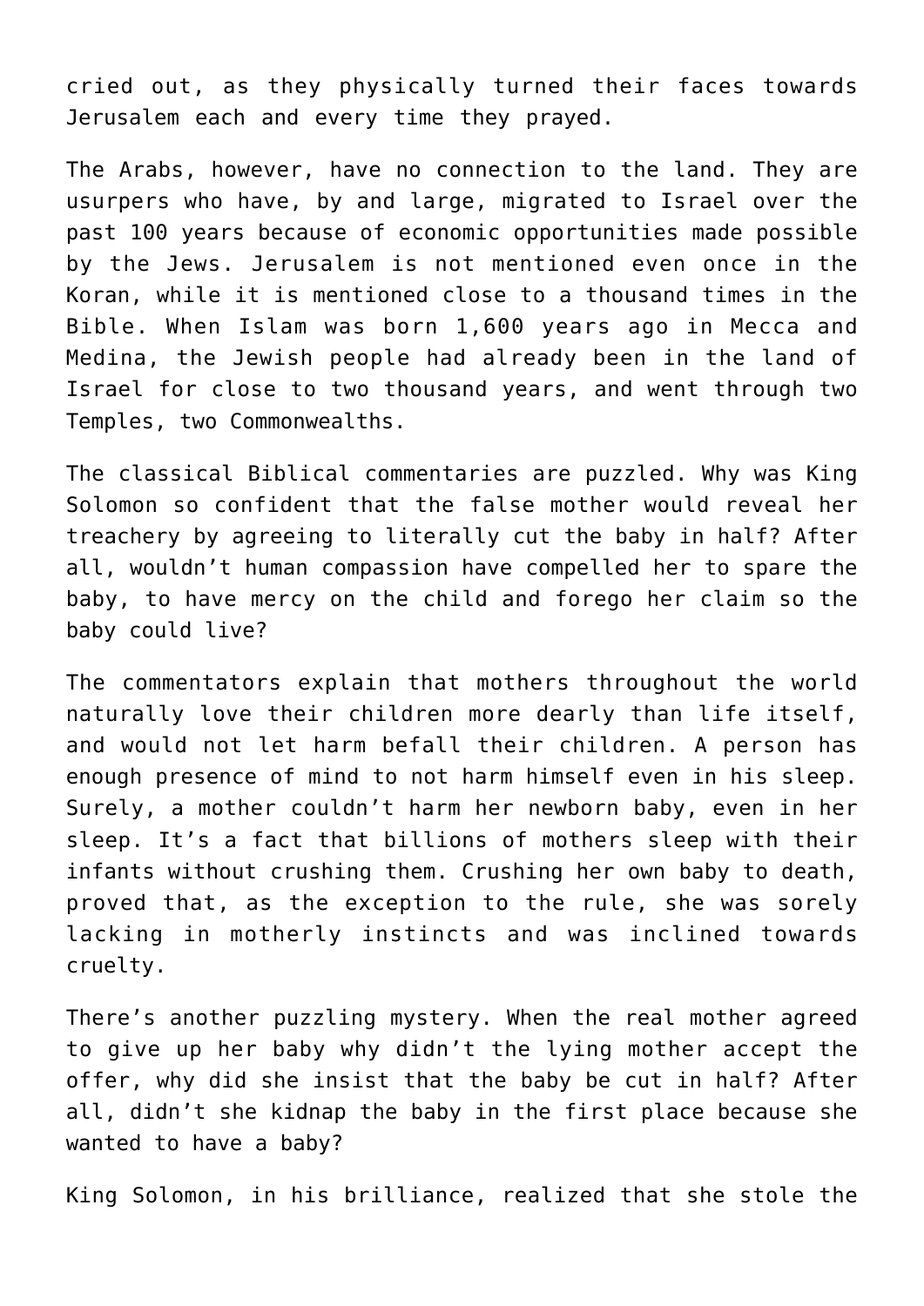cried out, as they physically turned their faces towards Jerusalem each and every time they prayed.

The Arabs, however, have no connection to the land. They are usurpers who have, by and large, migrated to Israel over the past 100 years because of economic opportunities made possible by the Jews. Jerusalem is not mentioned even once in the Koran, while it is mentioned close to a thousand times in the Bible. When Islam was born 1,600 years ago in Mecca and Medina, the Jewish people had already been in the land of Israel for close to two thousand years, and went through two Temples, two Commonwealths.

The classical Biblical commentaries are puzzled. Why was King Solomon so confident that the false mother would reveal her treachery by agreeing to literally cut the baby in half? After all, wouldn't human compassion have compelled her to spare the baby, to have mercy on the child and forego her claim so the baby could live?

The commentators explain that mothers throughout the world naturally love their children more dearly than life itself, and would not let harm befall their children. A person has enough presence of mind to not harm himself even in his sleep. Surely, a mother couldn't harm her newborn baby, even in her sleep. It's a fact that billions of mothers sleep with their infants without crushing them. Crushing her own baby to death, proved that, as the exception to the rule, she was sorely lacking in motherly instincts and was inclined towards cruelty.

There's another puzzling mystery. When the real mother agreed to give up her baby why didn't the lying mother accept the offer, why did she insist that the baby be cut in half? After all, didn't she kidnap the baby in the first place because she wanted to have a baby?

King Solomon, in his brilliance, realized that she stole the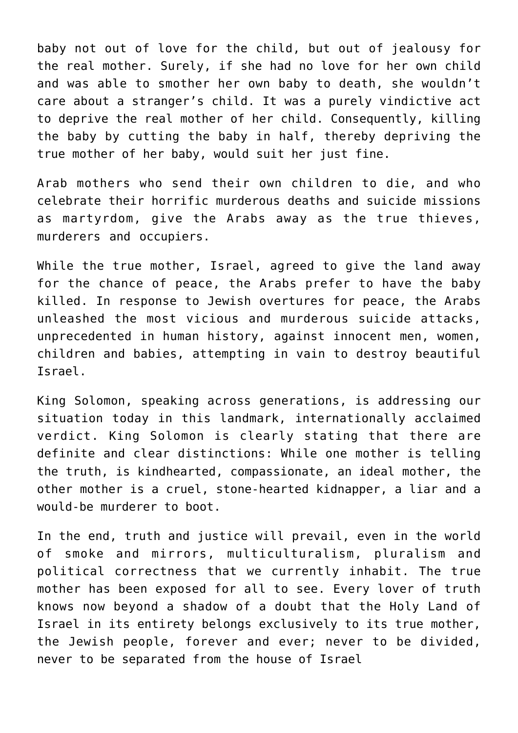baby not out of love for the child, but out of jealousy for the real mother. Surely, if she had no love for her own child and was able to smother her own baby to death, she wouldn't care about a stranger's child. It was a purely vindictive act to deprive the real mother of her child. Consequently, killing the baby by cutting the baby in half, thereby depriving the true mother of her baby, would suit her just fine.

Arab mothers who send their own children to die, and who celebrate their horrific murderous deaths and suicide missions as martyrdom, give the Arabs away as the true thieves, murderers and occupiers.

While the true mother, Israel, agreed to give the land away for the chance of peace, the Arabs prefer to have the baby killed. In response to Jewish overtures for peace, the Arabs unleashed the most vicious and murderous suicide attacks, unprecedented in human history, against innocent men, women, children and babies, attempting in vain to destroy beautiful Israel.

King Solomon, speaking across generations, is addressing our situation today in this landmark, internationally acclaimed verdict. King Solomon is clearly stating that there are definite and clear distinctions: While one mother is telling the truth, is kindhearted, compassionate, an ideal mother, the other mother is a cruel, stone-hearted kidnapper, a liar and a would-be murderer to boot.

In the end, truth and justice will prevail, even in the world of smoke and mirrors, multiculturalism, pluralism and political correctness that we currently inhabit. The true mother has been exposed for all to see. Every lover of truth knows now beyond a shadow of a doubt that the Holy Land of Israel in its entirety belongs exclusively to its true mother, the Jewish people, forever and ever; never to be divided, never to be separated from the house of Israel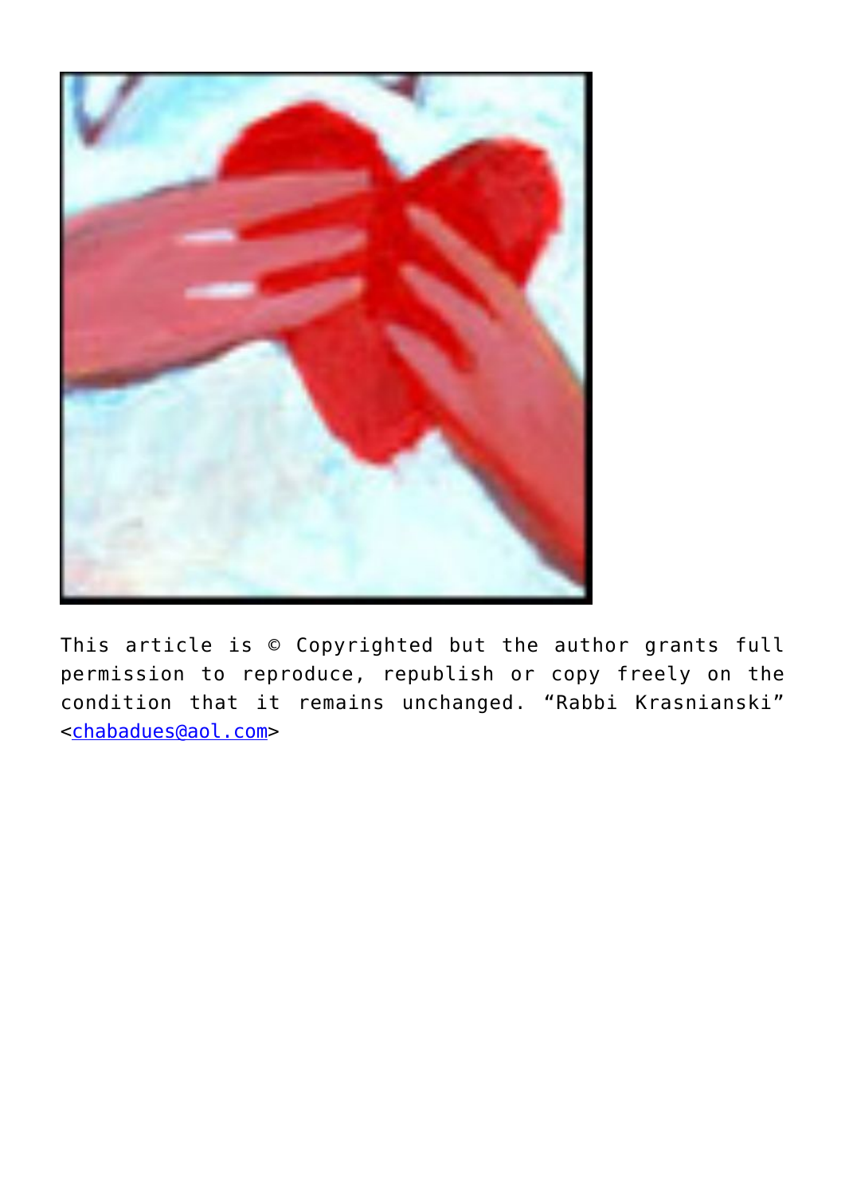This article is © Copyrighted but the author grants full permission to reproduce, republish or copy freely on the condition that it remains unchanged. "Rabbi Krasnianski" <chabadues@aol.com>